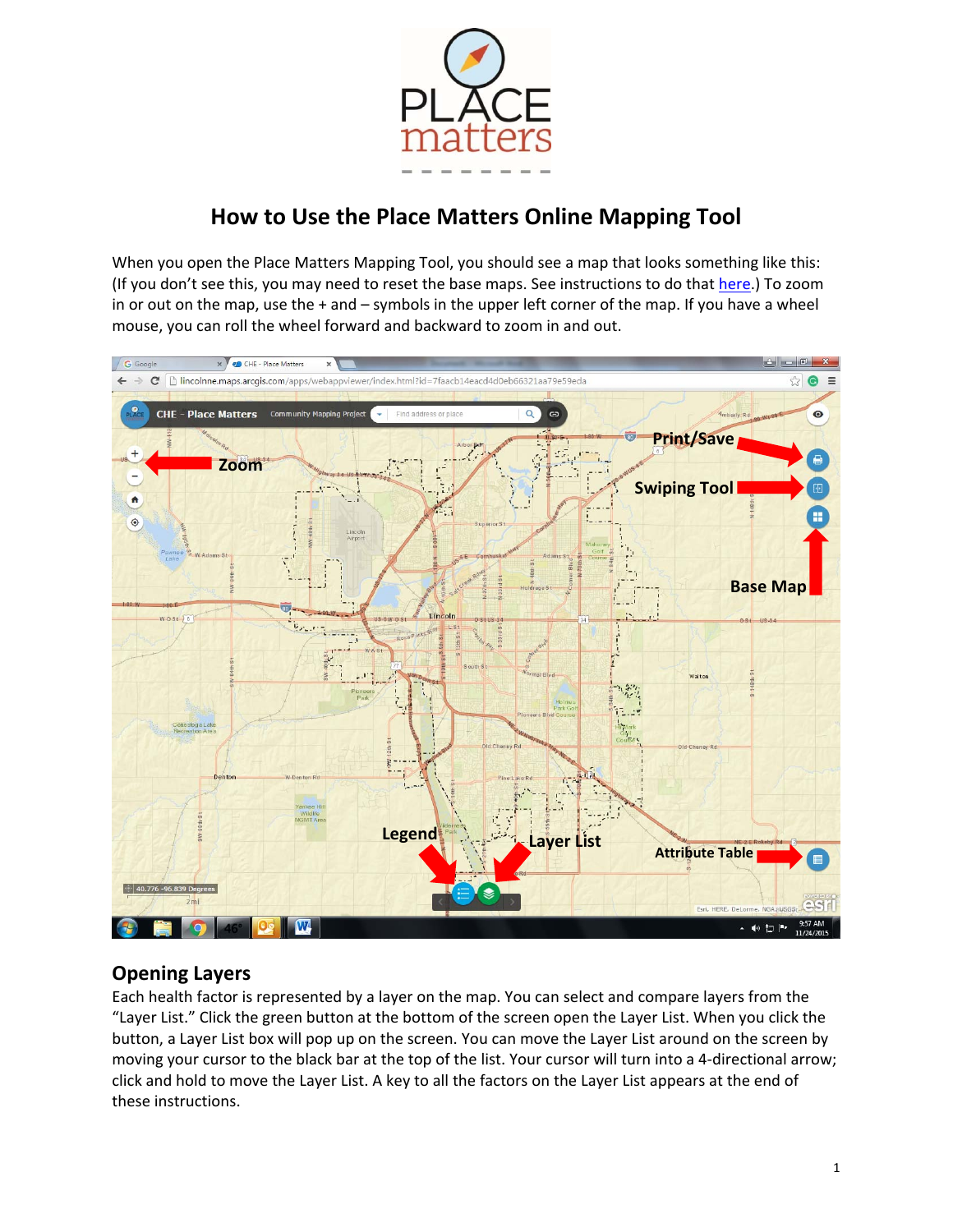# How to Use the Place Matters Online Mapping Tool

When you open the Place Matters Mapping Tool, you should see a map that looks something like this: (If you don't see this, you may need to reset the base maps. See instructions to do that here.) To zoom in or out on the map, use the + and – symbols in the upper left corner of the map. If you have a wheel mouse, you can roll the wheel forward and backward to zoom in and out.

## Opening Layers

Each health factor is represented by a layer on the map. You can select and compare layers from the "Layer List." Click the green button at the bottom of the screen open the Layer List. When you click the button, a Layer List box will pop up on the screen. You can move the Layer List around on the screen by moving your cursor to the black bar at the top of the list. Your cursor will turn into a 4-directional arrow; click and hold to move the Layer List. A key to all the factors on the Layer List appears at the end of these instructions.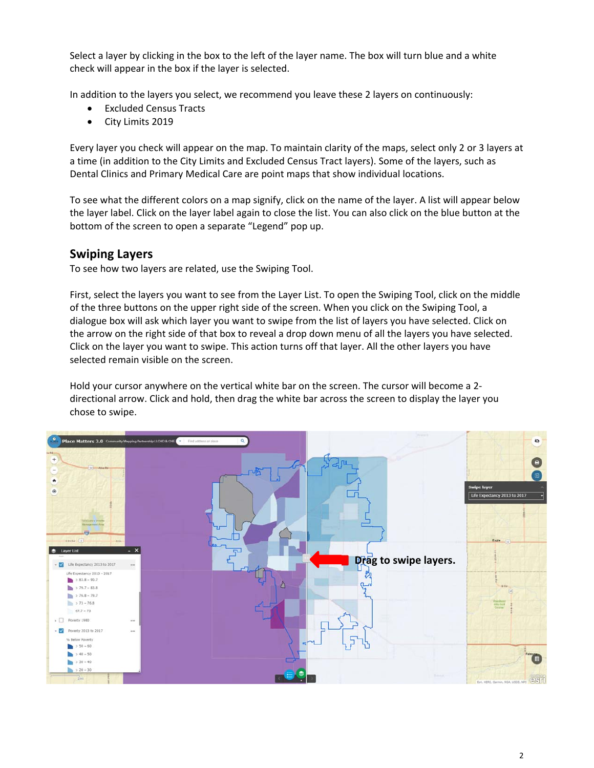Select a layer by clicking in the box to the left of the layer name. The box will turn blue and a white check will appear in the box if the layer is selected.

In addition to the layers you select, we recommend you leave these 2 layers on continuously:

- Excluded Census Tracts
- City Limits 2019

Every layer you check will appear on the map. To maintain clarity of the maps, select only 2 or 3 layers at a time (in addition to the City Limits and Excluded Census Tract layers). Some of the layers, such as Dental Clinics and Primary Medical Care are point maps that show individual locations.

To see what the different colors on a map signify, click on the name of the layer. A list will appear below the layer label. Click on the layer label again to close the list. You can also click on the blue button at the bottom of the screen to open a separate "Legend" pop up.

## Swiping Layers

To see how two layers are related, use the Swiping Tool.

First, select the layers you want to see from the Layer List. To open the Swiping Tool, click on the middle of the three buttons on the upper right side of the screen. When you click on the Swiping Tool, a dialogue box will ask which layer you want to swipe from the list of layers you have selected. Click on the arrow on the right side of that box to reveal a drop down menu of all the layers you have selected. Click on the layer you want to swipe. This action turns off that layer. All the other layers you have selected remain visible on the screen.

Hold your cursor anywhere on the vertical white bar on the screen. The cursor will become a 2-directional arrow. Click and hold, then drag the white bar across the screen to display the layer you chose to swipe.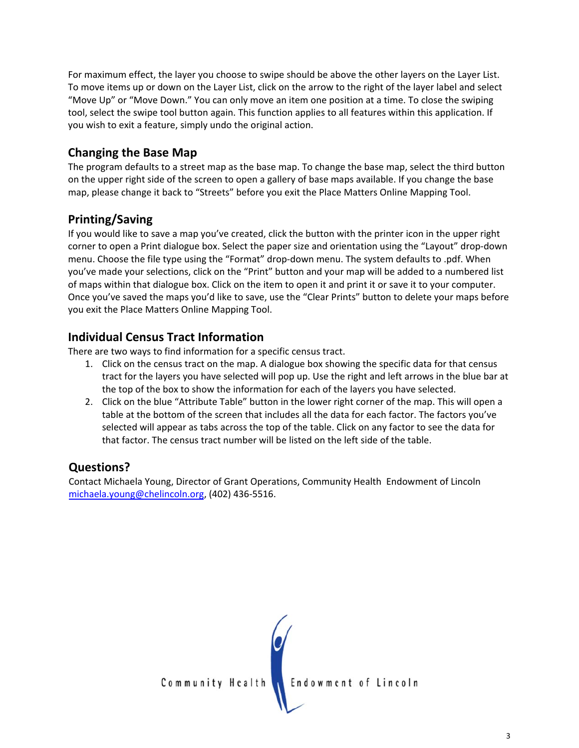For maximum effect, the layer you choose to swipe should be above the other layers on the Layer List. To move items up or down on the Layer List, click on the arrow to the right of the layer label and select "Move Up" or "Move Down." You can only move an item one position at a time. To close the swiping tool, select the swipe tool button again. This function applies to all features within this application. If you wish to exit a feature, simply undo the original action.

## Changing the Base Map

The program defaults to a street map as the base map. To change the base map, select the third button on the upper right side of the screen to open a gallery of base maps available. If you change the base map, please change it back to "Streets" before you exit the Place Matters Online Mapping Tool.

## Printing/Saving

If you would like to save a map you've created, click the button with the printer icon in the upper right corner to open a Print dialogue box. Select the paper size and orientation using the "Layout" drop-down menu. Choose the file type using the "Format" drop-down menu. The system defaults to .pdf. When you've made your selections, click on the "Print" button and your map will be added to a numbered list of maps within that dialogue box. Click on the item to open it and print it or save it to your computer. Once you've saved the maps you'd like to save, use the "Clear Prints" button to delete your maps before you exit the Place Matters Online Mapping Tool.

## Individual Census Tract Information

There are two ways to find information for a specific census tract.

1. Click on the census tract on the map. A dialogue box showing the specific data for that census tract for the layers you have selected will pop up. Use the right and left arrows in the blue bar at the top of the box to show the information for each of the layers you have selected.
2. Click on the blue "Attribute Table" button in the lower right corner of the map. This will open a table at the bottom of the screen that includes all the data for each factor. The factors you've selected will appear as tabs across the top of the table. Click on any factor to see the data for that factor. The census tract number will be listed on the left side of the table.

## Questions?

Contact Michaela Young, Director of Grant Operations, Community Health Endowment of Lincoln michaela.young@chelincoln.org, (402) 436-5516.

Community Health Endowment of Lincoln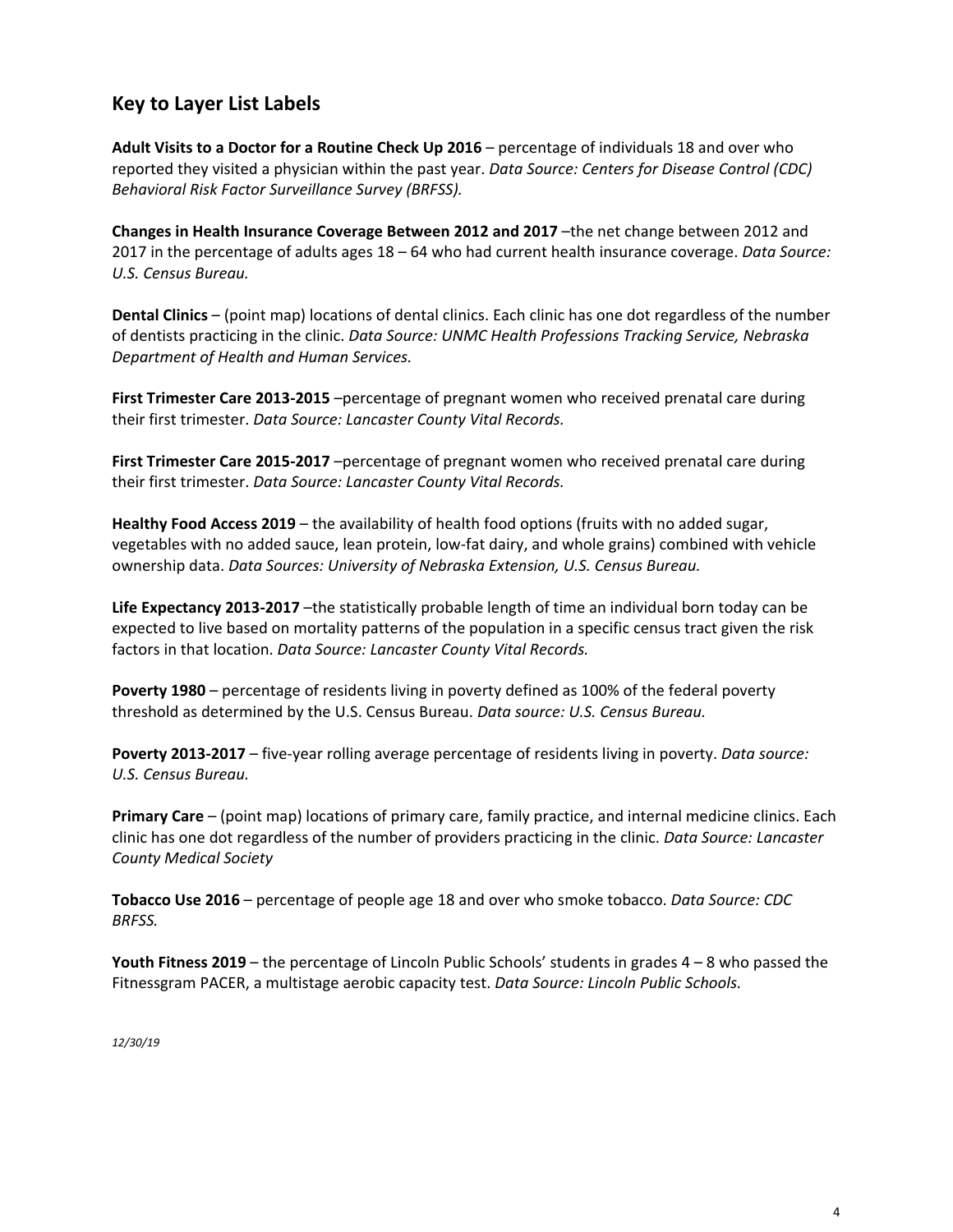## Key to Layer List Labels

**Adult Visits to a Doctor for a Routine Check Up 2016** – percentage of individuals 18 and over who reported they visited a physician within the past year. *Data Source: Centers for Disease Control (CDC) Behavioral Risk Factor Surveillance Survey (BRFSS).*

**Changes in Health Insurance Coverage Between 2012 and 2017** –the net change between 2012 and 2017 in the percentage of adults ages 18 – 64 who had current health insurance coverage. *Data Source: U.S. Census Bureau.*

**Dental Clinics** – (point map) locations of dental clinics. Each clinic has one dot regardless of the number of dentists practicing in the clinic. *Data Source: UNMC Health Professions Tracking Service, Nebraska Department of Health and Human Services.*

**First Trimester Care 2013-2015** –percentage of pregnant women who received prenatal care during their first trimester. *Data Source: Lancaster County Vital Records.*

**First Trimester Care 2015-2017** –percentage of pregnant women who received prenatal care during their first trimester. *Data Source: Lancaster County Vital Records.*

**Healthy Food Access 2019** – the availability of health food options (fruits with no added sugar, vegetables with no added sauce, lean protein, low-fat dairy, and whole grains) combined with vehicle ownership data. *Data Sources: University of Nebraska Extension, U.S. Census Bureau.*

**Life Expectancy 2013-2017** –the statistically probable length of time an individual born today can be expected to live based on mortality patterns of the population in a specific census tract given the risk factors in that location. *Data Source: Lancaster County Vital Records.*

**Poverty 1980** – percentage of residents living in poverty defined as 100% of the federal poverty threshold as determined by the U.S. Census Bureau. *Data source: U.S. Census Bureau.*

**Poverty 2013-2017** – five-year rolling average percentage of residents living in poverty. *Data source: U.S. Census Bureau.*

**Primary Care** – (point map) locations of primary care, family practice, and internal medicine clinics. Each clinic has one dot regardless of the number of providers practicing in the clinic. *Data Source: Lancaster County Medical Society*

**Tobacco Use 2016** – percentage of people age 18 and over who smoke tobacco. *Data Source: CDC BRFSS.*

**Youth Fitness 2019** – the percentage of Lincoln Public Schools' students in grades 4 – 8 who passed the Fitnessgram PACER, a multistage aerobic capacity test. *Data Source: Lincoln Public Schools.*

*12/30/19*